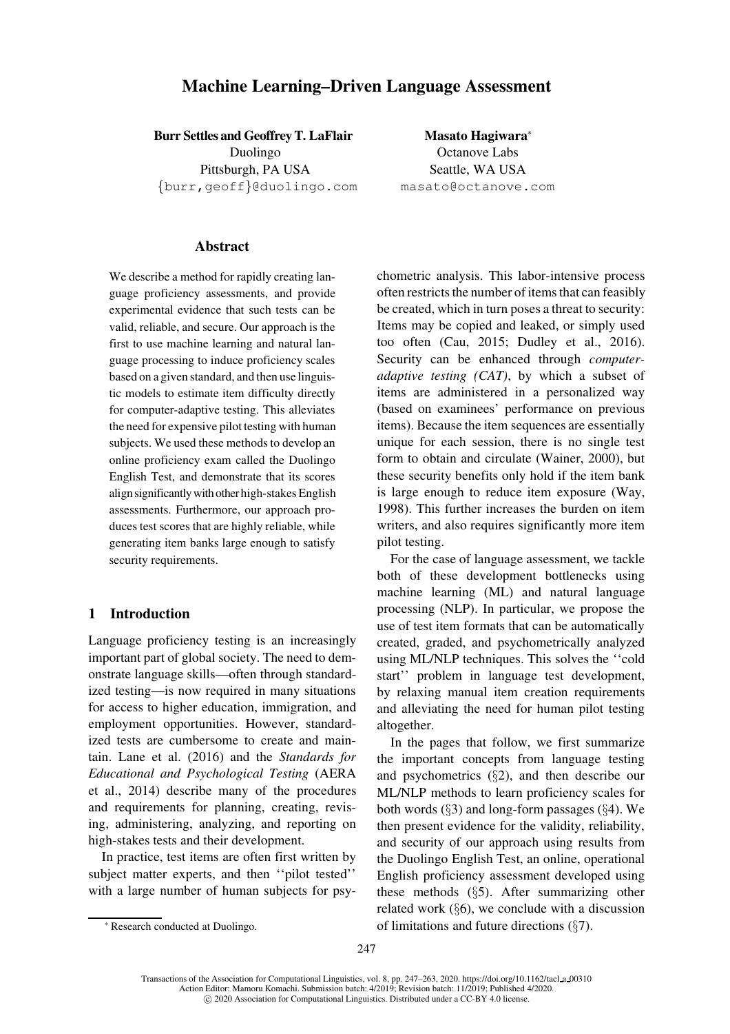# Machine Learning–Driven Language Assessment

**Burr Settles and Geoffrey T. LaFlair**
Duolingo
Pittsburgh, PA USA
{burr,geoff}@duolingo.com

**Masato Hagiwara**[*]
Octanove Labs
Seattle, WA USA
masato@octanove.com

## Abstract

We describe a method for rapidly creating language proficiency assessments, and provide experimental evidence that such tests can be valid, reliable, and secure. Our approach is the first to use machine learning and natural language processing to induce proficiency scales based on a given standard, and then use linguistic models to estimate item difficulty directly for computer-adaptive testing. This alleviates the need for expensive pilot testing with human subjects. We used these methods to develop an online proficiency exam called the Duolingo English Test, and demonstrate that its scores align significantly with other high-stakes English assessments. Furthermore, our approach produces test scores that are highly reliable, while generating item banks large enough to satisfy security requirements.

## 1 Introduction

Language proficiency testing is an increasingly important part of global society. The need to demonstrate language skills—often through standardized testing—is now required in many situations for access to higher education, immigration, and employment opportunities. However, standardized tests are cumbersome to create and maintain. Lane et al. (2016) and the *Standards for Educational and Psychological Testing* (AERA et al., 2014) describe many of the procedures and requirements for planning, creating, revising, administering, analyzing, and reporting on high-stakes tests and their development.

In practice, test items are often first written by subject matter experts, and then ''pilot tested'' with a large number of human subjects for psychometric analysis. This labor-intensive process often restricts the number of items that can feasibly be created, which in turn poses a threat to security: Items may be copied and leaked, or simply used too often (Cau, 2015; Dudley et al., 2016). Security can be enhanced through *computer-adaptive testing (CAT)*, by which a subset of items are administered in a personalized way (based on examinees' performance on previous items). Because the item sequences are essentially unique for each session, there is no single test form to obtain and circulate (Wainer, 2000), but these security benefits only hold if the item bank is large enough to reduce item exposure (Way, 1998). This further increases the burden on item writers, and also requires significantly more item pilot testing.

For the case of language assessment, we tackle both of these development bottlenecks using machine learning (ML) and natural language processing (NLP). In particular, we propose the use of test item formats that can be automatically created, graded, and psychometrically analyzed using ML/NLP techniques. This solves the ''cold start'' problem in language test development, by relaxing manual item creation requirements and alleviating the need for human pilot testing altogether.

In the pages that follow, we first summarize the important concepts from language testing and psychometrics (§2), and then describe our ML/NLP methods to learn proficiency scales for both words (§3) and long-form passages (§4). We then present evidence for the validity, reliability, and security of our approach using results from the Duolingo English Test, an online, operational English proficiency assessment developed using these methods (§5). After summarizing other related work (§6), we conclude with a discussion of limitations and future directions (§7).

[*] Research conducted at Duolingo.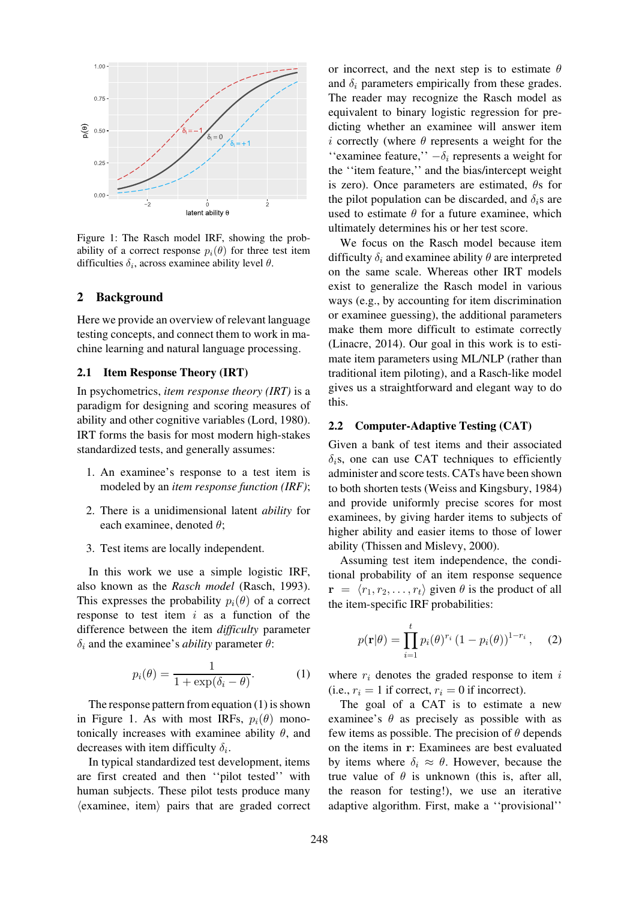p(θ)

1.00

0.75

0.50

0.25

0.00

$\delta_i = -1$

$\delta_i = 0$

$\delta_i = +1$

−2

0

2

latent ability θ

Figure 1: The Rasch model IRF, showing the probability of a correct response $p_i(\theta)$ for three test item difficulties $\delta_i$, across examinee ability level $\theta$.

## 2 Background

Here we provide an overview of relevant language testing concepts, and connect them to work in machine learning and natural language processing.

### 2.1 Item Response Theory (IRT)

In psychometrics, *item response theory (IRT)* is a paradigm for designing and scoring measures of ability and other cognitive variables (Lord, 1980). IRT forms the basis for most modern high-stakes standardized tests, and generally assumes:

1. An examinee's response to a test item is modeled by an *item response function (IRF)*;
2. There is a unidimensional latent *ability* for each examinee, denoted $\theta$;
3. Test items are locally independent.

In this work we use a simple logistic IRF, also known as the *Rasch model* (Rasch, 1993). This expresses the probability $p_i(\theta)$ of a correct response to test item $i$ as a function of the difference between the item *difficulty* parameter $\delta_i$ and the examinee's *ability* parameter $\theta$:

$$p_i(\theta) = \frac{1}{1 + \exp(\delta_i - \theta)}. \quad (1)$$

The response pattern from equation (1) is shown in Figure 1. As with most IRFs, $p_i(\theta)$ monotonically increases with examinee ability $\theta$, and decreases with item difficulty $\delta_i$.

In typical standardized test development, items are first created and then "pilot tested" with human subjects. These pilot tests produce many ⟨examinee, item⟩ pairs that are graded correct or incorrect, and the next step is to estimate $\theta$ and $\delta_i$ parameters empirically from these grades. The reader may recognize the Rasch model as equivalent to binary logistic regression for predicting whether an examinee will answer item $i$ correctly (where $\theta$ represents a weight for the "examinee feature," $-\delta_i$ represents a weight for the "item feature," and the bias/intercept weight is zero). Once parameters are estimated, $\theta$s for the pilot population can be discarded, and $\delta_i$s are used to estimate $\theta$ for a future examinee, which ultimately determines his or her test score.

We focus on the Rasch model because item difficulty $\delta_i$ and examinee ability $\theta$ are interpreted on the same scale. Whereas other IRT models exist to generalize the Rasch model in various ways (e.g., by accounting for item discrimination or examinee guessing), the additional parameters make them more difficult to estimate correctly (Linacre, 2014). Our goal in this work is to estimate item parameters using ML/NLP (rather than traditional item piloting), and a Rasch-like model gives us a straightforward and elegant way to do this.

### 2.2 Computer-Adaptive Testing (CAT)

Given a bank of test items and their associated $\delta_i$s, one can use CAT techniques to efficiently administer and score tests. CATs have been shown to both shorten tests (Weiss and Kingsbury, 1984) and provide uniformly precise scores for most examinees, by giving harder items to subjects of higher ability and easier items to those of lower ability (Thissen and Mislevy, 2000).

Assuming test item independence, the conditional probability of an item response sequence $\mathbf{r} = \langle r_1, r_2, \ldots, r_t \rangle$ given $\theta$ is the product of all the item-specific IRF probabilities:

$$p(\mathbf{r}|\theta) = \prod_{i=1}^{t} p_i(\theta)^{r_i} (1 - p_i(\theta))^{1-r_i}, \quad (2)$$

where $r_i$ denotes the graded response to item $i$ (i.e., $r_i = 1$ if correct, $r_i = 0$ if incorrect).

The goal of a CAT is to estimate a new examinee's $\theta$ as precisely as possible with as few items as possible. The precision of $\theta$ depends on the items in $\mathbf{r}$: Examinees are best evaluated by items where $\delta_i \approx \theta$. However, because the true value of $\theta$ is unknown (this is, after all, the reason for testing!), we use an iterative adaptive algorithm. First, make a "provisional"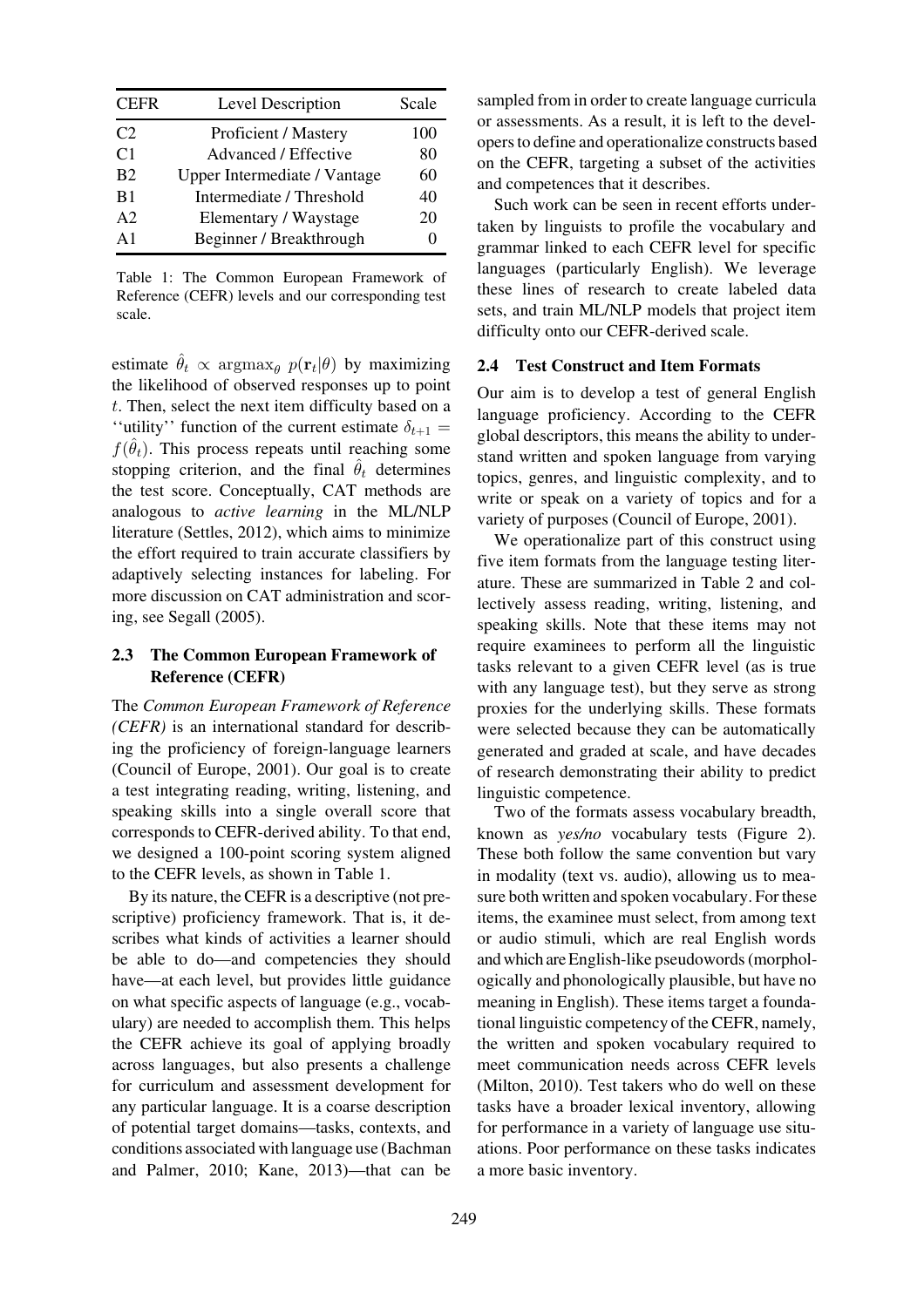| CEFR | Level Description | Scale |
|---|---|---|
| C2 | Proficient / Mastery | 100 |
| C1 | Advanced / Effective | 80 |
| B2 | Upper Intermediate / Vantage | 60 |
| B1 | Intermediate / Threshold | 40 |
| A2 | Elementary / Waystage | 20 |
| A1 | Beginner / Breakthrough | 0 |

Table 1: The Common European Framework of Reference (CEFR) levels and our corresponding test scale.

estimate $\hat{\theta}_t \propto \text{argmax}_\theta \; p(\mathbf{r}_t|\theta)$ by maximizing the likelihood of observed responses up to point $t$. Then, select the next item difficulty based on a ''utility'' function of the current estimate $\delta_{t+1} = f(\hat{\theta}_t)$. This process repeats until reaching some stopping criterion, and the final $\hat{\theta}_t$ determines the test score. Conceptually, CAT methods are analogous to *active learning* in the ML/NLP literature (Settles, 2012), which aims to minimize the effort required to train accurate classifiers by adaptively selecting instances for labeling. For more discussion on CAT administration and scoring, see Segall (2005).

### 2.3 The Common European Framework of Reference (CEFR)

The *Common European Framework of Reference (CEFR)* is an international standard for describing the proficiency of foreign-language learners (Council of Europe, 2001). Our goal is to create a test integrating reading, writing, listening, and speaking skills into a single overall score that corresponds to CEFR-derived ability. To that end, we designed a 100-point scoring system aligned to the CEFR levels, as shown in Table 1.

By its nature, the CEFR is a descriptive (not prescriptive) proficiency framework. That is, it describes what kinds of activities a learner should be able to do—and competencies they should have—at each level, but provides little guidance on what specific aspects of language (e.g., vocabulary) are needed to accomplish them. This helps the CEFR achieve its goal of applying broadly across languages, but also presents a challenge for curriculum and assessment development for any particular language. It is a coarse description of potential target domains—tasks, contexts, and conditions associated with language use (Bachman and Palmer, 2010; Kane, 2013)—that can be sampled from in order to create language curricula or assessments. As a result, it is left to the developers to define and operationalize constructs based on the CEFR, targeting a subset of the activities and competences that it describes.

Such work can be seen in recent efforts undertaken by linguists to profile the vocabulary and grammar linked to each CEFR level for specific languages (particularly English). We leverage these lines of research to create labeled data sets, and train ML/NLP models that project item difficulty onto our CEFR-derived scale.

### 2.4 Test Construct and Item Formats

Our aim is to develop a test of general English language proficiency. According to the CEFR global descriptors, this means the ability to understand written and spoken language from varying topics, genres, and linguistic complexity, and to write or speak on a variety of topics and for a variety of purposes (Council of Europe, 2001).

We operationalize part of this construct using five item formats from the language testing literature. These are summarized in Table 2 and collectively assess reading, writing, listening, and speaking skills. Note that these items may not require examinees to perform all the linguistic tasks relevant to a given CEFR level (as is true with any language test), but they serve as strong proxies for the underlying skills. These formats were selected because they can be automatically generated and graded at scale, and have decades of research demonstrating their ability to predict linguistic competence.

Two of the formats assess vocabulary breadth, known as *yes/no* vocabulary tests (Figure 2). These both follow the same convention but vary in modality (text vs. audio), allowing us to measure both written and spoken vocabulary. For these items, the examinee must select, from among text or audio stimuli, which are real English words and which are English-like pseudowords (morphologically and phonologically plausible, but have no meaning in English). These items target a foundational linguistic competency of the CEFR, namely, the written and spoken vocabulary required to meet communication needs across CEFR levels (Milton, 2010). Test takers who do well on these tasks have a broader lexical inventory, allowing for performance in a variety of language use situations. Poor performance on these tasks indicates a more basic inventory.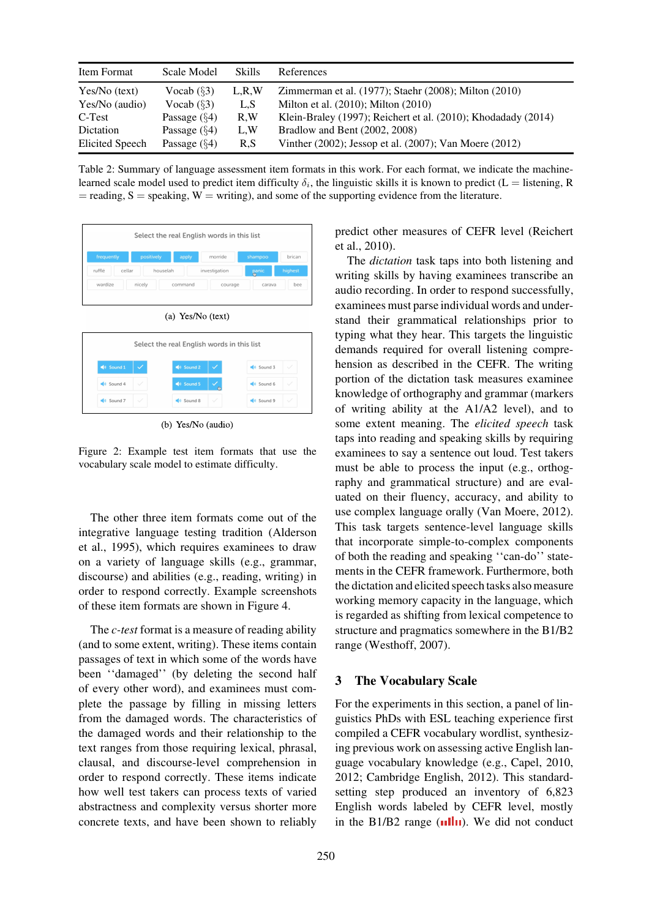| Item Format | Scale Model | Skills | References |
|---|---|---|---|
| Yes/No (text) | Vocab (§3) | L,R,W | Zimmerman et al. (1977); Staehr (2008); Milton (2010) |
| Yes/No (audio) | Vocab (§3) | L,S | Milton et al. (2010); Milton (2010) |
| C-Test | Passage (§4) | R,W | Klein-Braley (1997); Reichert et al. (2010); Khodadady (2014) |
| Dictation | Passage (§4) | L,W | Bradlow and Bent (2002, 2008) |
| Elicited Speech | Passage (§4) | R,S | Vinther (2002); Jessop et al. (2007); Van Moere (2012) |

Table 2: Summary of language assessment item formats in this work. For each format, we indicate the machine-learned scale model used to predict item difficulty $\delta_i$, the linguistic skills it is known to predict (L = listening, R = reading, S = speaking, W = writing), and some of the supporting evidence from the literature.

Select the real English words in this list

frequently positively apply morride shampoo brican
ruffle cellar houselah investigation panic highest
wardize nicely command courage carava bee

(a) Yes/No (text)

Select the real English words in this list

Sound 1 Sound 2 Sound 3
Sound 4 Sound 5 Sound 6
Sound 7 Sound 8 Sound 9

(b) Yes/No (audio)

Figure 2: Example test item formats that use the vocabulary scale model to estimate difficulty.

The other three item formats come out of the integrative language testing tradition (Alderson et al., 1995), which requires examinees to draw on a variety of language skills (e.g., grammar, discourse) and abilities (e.g., reading, writing) in order to respond correctly. Example screenshots of these item formats are shown in Figure 4.

The *c-test* format is a measure of reading ability (and to some extent, writing). These items contain passages of text in which some of the words have been ''damaged'' (by deleting the second half of every other word), and examinees must complete the passage by filling in missing letters from the damaged words. The characteristics of the damaged words and their relationship to the text ranges from those requiring lexical, phrasal, clausal, and discourse-level comprehension in order to respond correctly. These items indicate how well test takers can process texts of varied abstractness and complexity versus shorter more concrete texts, and have been shown to reliably predict other measures of CEFR level (Reichert et al., 2010).

The *dictation* task taps into both listening and writing skills by having examinees transcribe an audio recording. In order to respond successfully, examinees must parse individual words and understand their grammatical relationships prior to typing what they hear. This targets the linguistic demands required for overall listening comprehension as described in the CEFR. The writing portion of the dictation task measures examinee knowledge of orthography and grammar (markers of writing ability at the A1/A2 level), and to some extent meaning. The *elicited speech* task taps into reading and speaking skills by requiring examinees to say a sentence out loud. Test takers must be able to process the input (e.g., orthography and grammatical structure) and are evaluated on their fluency, accuracy, and ability to use complex language orally (Van Moere, 2012). This task targets sentence-level language skills that incorporate simple-to-complex components of both the reading and speaking ''can-do'' statements in the CEFR framework. Furthermore, both the dictation and elicited speech tasks also measure working memory capacity in the language, which is regarded as shifting from lexical competence to structure and pragmatics somewhere in the B1/B2 range (Westhoff, 2007).

## 3 The Vocabulary Scale

For the experiments in this section, a panel of linguistics PhDs with ESL teaching experience first compiled a CEFR vocabulary wordlist, synthesizing previous work on assessing active English language vocabulary knowledge (e.g., Capel, 2010, 2012; Cambridge English, 2012). This standard-setting step produced an inventory of 6,823 English words labeled by CEFR level, mostly in the B1/B2 range (). We did not conduct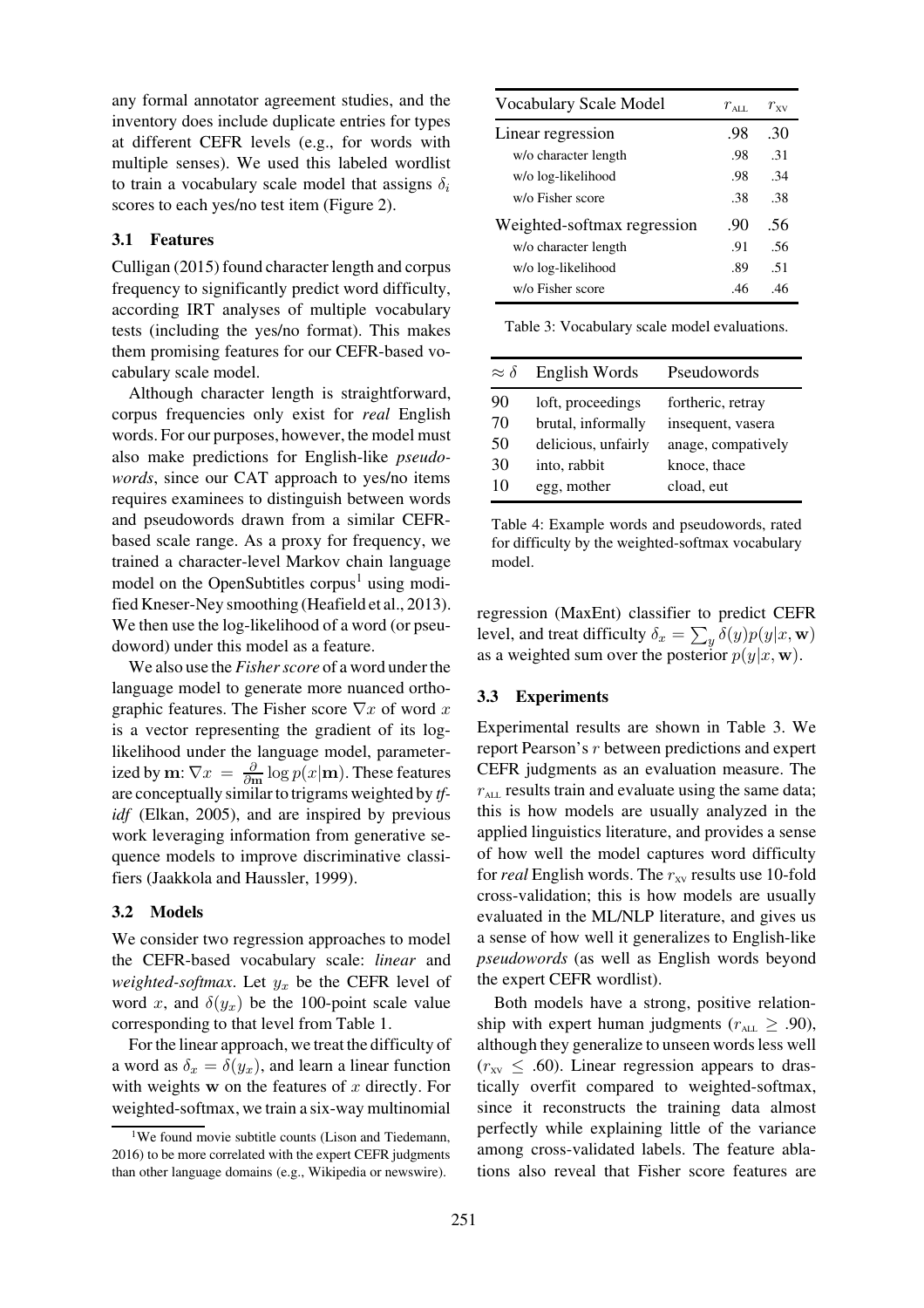any formal annotator agreement studies, and the inventory does include duplicate entries for types at different CEFR levels (e.g., for words with multiple senses). We used this labeled wordlist to train a vocabulary scale model that assigns $\delta_i$ scores to each yes/no test item (Figure 2).

### 3.1 Features

Culligan (2015) found character length and corpus frequency to significantly predict word difficulty, according IRT analyses of multiple vocabulary tests (including the yes/no format). This makes them promising features for our CEFR-based vocabulary scale model.

Although character length is straightforward, corpus frequencies only exist for *real* English words. For our purposes, however, the model must also make predictions for English-like *pseudowords*, since our CAT approach to yes/no items requires examinees to distinguish between words and pseudowords drawn from a similar CEFR-based scale range. As a proxy for frequency, we trained a character-level Markov chain language model on the OpenSubtitles corpus[1] using modified Kneser-Ney smoothing (Heafield et al., 2013). We then use the log-likelihood of a word (or pseudoword) under this model as a feature.

We also use the *Fisher score* of a word under the language model to generate more nuanced orthographic features. The Fisher score $\nabla x$ of word $x$ is a vector representing the gradient of its log-likelihood under the language model, parameterized by $\mathbf{m}$: $\nabla x = \frac{\partial}{\partial \mathbf{m}} \log p(x|\mathbf{m})$. These features are conceptually similar to trigrams weighted by *tf-idf* (Elkan, 2005), and are inspired by previous work leveraging information from generative sequence models to improve discriminative classifiers (Jaakkola and Haussler, 1999).

### 3.2 Models

We consider two regression approaches to model the CEFR-based vocabulary scale: *linear* and *weighted-softmax*. Let $y_x$ be the CEFR level of word $x$, and $\delta(y_x)$ be the 100-point scale value corresponding to that level from Table 1.

For the linear approach, we treat the difficulty of a word as $\delta_x = \delta(y_x)$, and learn a linear function with weights $\mathbf{w}$ on the features of $x$ directly. For weighted-softmax, we train a six-way multinomial regression (MaxEnt) classifier to predict CEFR level, and treat difficulty $\delta_x = \sum_y \delta(y) p(y|x, \mathbf{w})$ as a weighted sum over the posterior $p(y|x, \mathbf{w})$.

[1] We found movie subtitle counts (Lison and Tiedemann, 2016) to be more correlated with the expert CEFR judgments than other language domains (e.g., Wikipedia or newswire).

| Vocabulary Scale Model | $r_{\text{ALL}}$ | $r_{\text{XV}}$ |
|---|---|---|
| Linear regression | .98 | .30 |
| w/o character length | .98 | .31 |
| w/o log-likelihood | .98 | .34 |
| w/o Fisher score | .38 | .38 |
| Weighted-softmax regression | .90 | .56 |
| w/o character length | .91 | .56 |
| w/o log-likelihood | .89 | .51 |
| w/o Fisher score | .46 | .46 |

Table 3: Vocabulary scale model evaluations.

| $\approx \delta$ | English Words | Pseudowords |
|---|---|---|
| 90 | loft, proceedings | fortheric, retray |
| 70 | brutal, informally | insequent, vasera |
| 50 | delicious, unfairly | anage, compatively |
| 30 | into, rabbit | knoce, thace |
| 10 | egg, mother | cload, eut |

Table 4: Example words and pseudowords, rated for difficulty by the weighted-softmax vocabulary model.

### 3.3 Experiments

Experimental results are shown in Table 3. We report Pearson's $r$ between predictions and expert CEFR judgments as an evaluation measure. The $r_{\text{ALL}}$ results train and evaluate using the same data; this is how models are usually analyzed in the applied linguistics literature, and provides a sense of how well the model captures word difficulty for *real* English words. The $r_{\text{XV}}$ results use 10-fold cross-validation; this is how models are usually evaluated in the ML/NLP literature, and gives us a sense of how well it generalizes to English-like *pseudowords* (as well as English words beyond the expert CEFR wordlist).

Both models have a strong, positive relationship with expert human judgments ($r_{\text{ALL}} \geq .90$), although they generalize to unseen words less well ($r_{\text{XV}} \leq .60$). Linear regression appears to drastically overfit compared to weighted-softmax, since it reconstructs the training data almost perfectly while explaining little of the variance among cross-validated labels. The feature ablations also reveal that Fisher score features are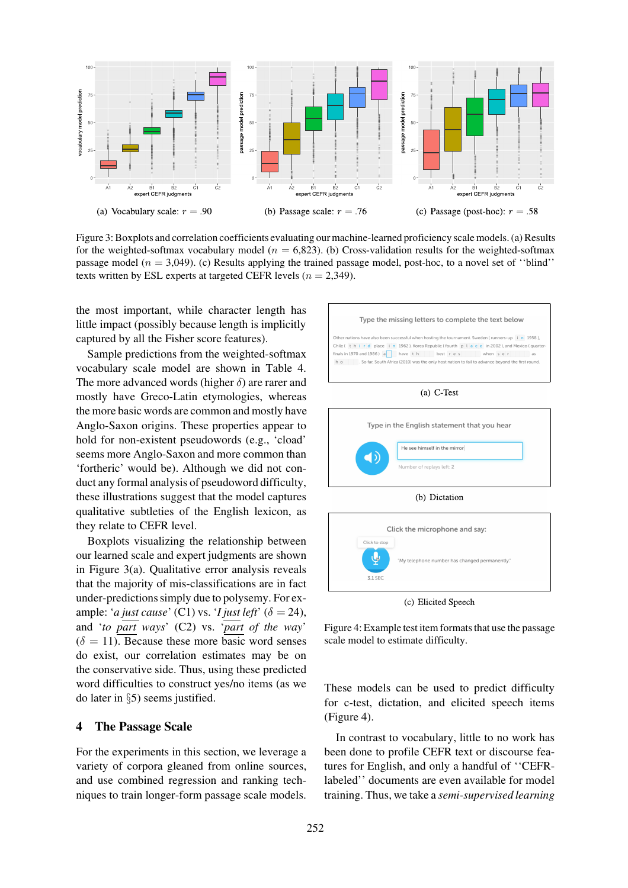vocabulary model prediction

100
75
50
25
0

A1 A2 B1 B2 C1 C2

expert CEFR judgments

(a) Vocabulary scale: $r = .90$

passage model prediction

100
75
50
25
0

A1 A2 B1 B2 C1 C2

expert CEFR judgments

(b) Passage scale: $r = .76$

passage model prediction

100
75
50
25
0

A1 A2 B1 B2 C1 C2

expert CEFR judgments

(c) Passage (post-hoc): $r = .58$

Figure 3: Boxplots and correlation coefficients evaluating our machine-learned proficiency scale models. (a) Results for the weighted-softmax vocabulary model ($n$ = 6,823). (b) Cross-validation results for the weighted-softmax passage model ($n$ = 3,049). (c) Results applying the trained passage model, post-hoc, to a novel set of ''blind'' texts written by ESL experts at targeted CEFR levels ($n$ = 2,349).

the most important, while character length has little impact (possibly because length is implicitly captured by all the Fisher score features).

Sample predictions from the weighted-softmax vocabulary scale model are shown in Table 4. The more advanced words (higher $\delta$) are rarer and mostly have Greco-Latin etymologies, whereas the more basic words are common and mostly have Anglo-Saxon origins. These properties appear to hold for non-existent pseudowords (e.g., 'cload' seems more Anglo-Saxon and more common than 'fortheric' would be). Although we did not conduct any formal analysis of pseudoword difficulty, these illustrations suggest that the model captures qualitative subtleties of the English lexicon, as they relate to CEFR level.

Boxplots visualizing the relationship between our learned scale and expert judgments are shown in Figure 3(a). Qualitative error analysis reveals that the majority of mis-classifications are in fact under-predictions simply due to polysemy. For example: '*a just cause*' (C1) vs. '*I just left*' ($\delta = 24$), and '*to part ways*' (C2) vs. '*part of the way*' ($\delta = 11$). Because these more basic word senses do exist, our correlation estimates may be on the conservative side. Thus, using these predicted word difficulties to construct yes/no items (as we do later in §5) seems justified.

## 4 The Passage Scale

For the experiments in this section, we leverage a variety of corpora gleaned from online sources, and use combined regression and ranking techniques to train longer-form passage scale models.

Type the missing letters to complete the text below

Other nations have also been successful when hosting the tournament. Sweden ( runners-up i n 1958 ), Chile ( t h i r d place i n 1962 ), Korea Republic ( fourth p l a c e in 2002 ), and Mexico ( quarter-finals in 1970 and 1986 ) a have t h best r e s when s e r as h o . So far, South Africa (2010) was the only host nation to fail to advance beyond the first round.

(a) C-Test

Type in the English statement that you hear

He see himself in the mirror

Number of replays left: 2

(b) Dictation

Click the microphone and say:

Click to stop

"My telephone number has changed permanently."

3.1 SEC

(c) Elicited Speech

Figure 4: Example test item formats that use the passage scale model to estimate difficulty.

These models can be used to predict difficulty for c-test, dictation, and elicited speech items (Figure 4).

In contrast to vocabulary, little to no work has been done to profile CEFR text or discourse features for English, and only a handful of ''CEFR-labeled'' documents are even available for model training. Thus, we take a *semi-supervised learning*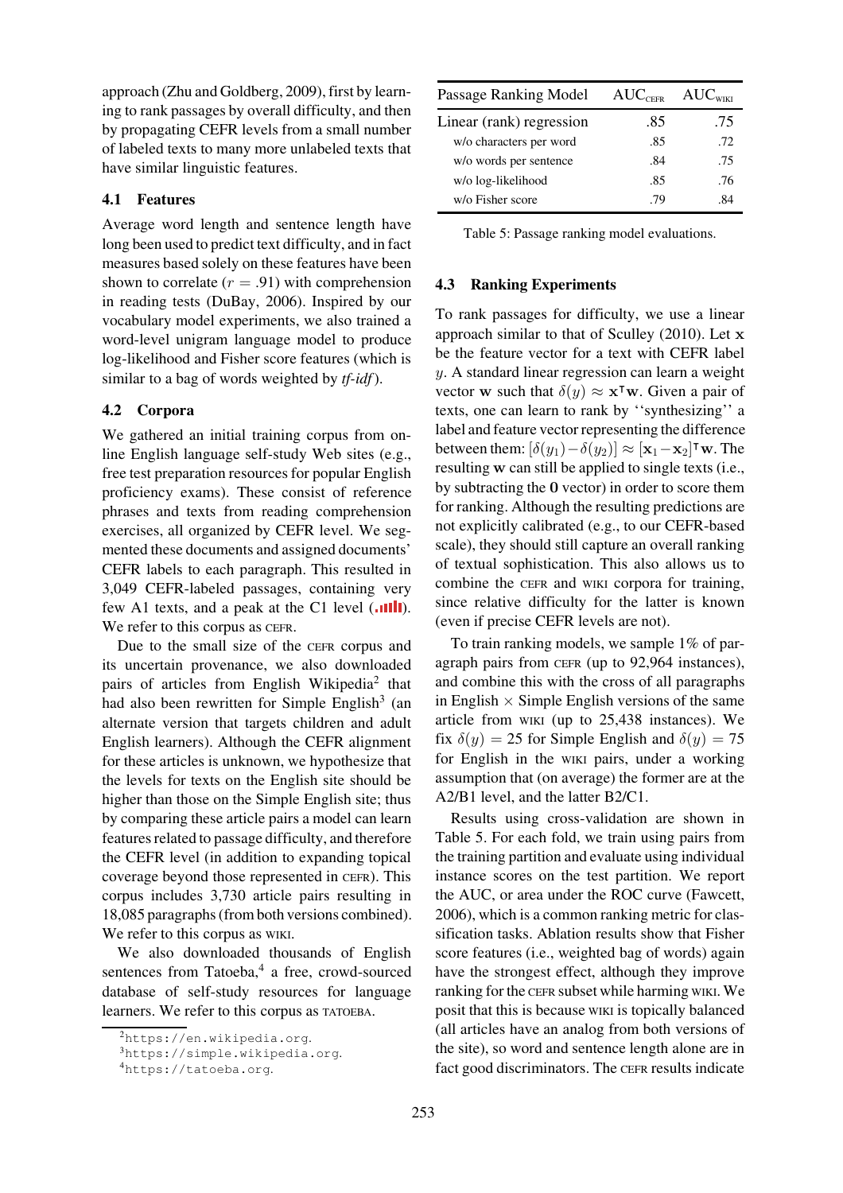approach (Zhu and Goldberg, 2009), first by learning to rank passages by overall difficulty, and then by propagating CEFR levels from a small number of labeled texts to many more unlabeled texts that have similar linguistic features.

### 4.1 Features

Average word length and sentence length have long been used to predict text difficulty, and in fact measures based solely on these features have been shown to correlate ($r = .91$) with comprehension in reading tests (DuBay, 2006). Inspired by our vocabulary model experiments, we also trained a word-level unigram language model to produce log-likelihood and Fisher score features (which is similar to a bag of words weighted by *tf-idf*).

### 4.2 Corpora

We gathered an initial training corpus from online English language self-study Web sites (e.g., free test preparation resources for popular English proficiency exams). These consist of reference phrases and texts from reading comprehension exercises, all organized by CEFR level. We segmented these documents and assigned documents' CEFR labels to each paragraph. This resulted in 3,049 CEFR-labeled passages, containing very few A1 texts, and a peak at the C1 level. We refer to this corpus as CEFR.

Due to the small size of the CEFR corpus and its uncertain provenance, we also downloaded pairs of articles from English Wikipedia[2] that had also been rewritten for Simple English[3] (an alternate version that targets children and adult English learners). Although the CEFR alignment for these articles is unknown, we hypothesize that the levels for texts on the English site should be higher than those on the Simple English site; thus by comparing these article pairs a model can learn features related to passage difficulty, and therefore the CEFR level (in addition to expanding topical coverage beyond those represented in CEFR). This corpus includes 3,730 article pairs resulting in 18,085 paragraphs (from both versions combined). We refer to this corpus as WIKI.

We also downloaded thousands of English sentences from Tatoeba,[4] a free, crowd-sourced database of self-study resources for language learners. We refer to this corpus as TATOEBA.

[2] https://en.wikipedia.org.

[3] https://simple.wikipedia.org.

[4] https://tatoeba.org.

| Passage Ranking Model | $\text{AUC}_{\text{CEFR}}$ | $\text{AUC}_{\text{WIKI}}$ |
|---|---|---|
| Linear (rank) regression | .85 | .75 |
| w/o characters per word | .85 | .72 |
| w/o words per sentence | .84 | .75 |
| w/o log-likelihood | .85 | .76 |
| w/o Fisher score | .79 | .84 |

Table 5: Passage ranking model evaluations.

### 4.3 Ranking Experiments

To rank passages for difficulty, we use a linear approach similar to that of Sculley (2010). Let $\mathbf{x}$ be the feature vector for a text with CEFR label $y$. A standard linear regression can learn a weight vector $\mathbf{w}$ such that $\delta(y) \approx \mathbf{x}^\intercal \mathbf{w}$. Given a pair of texts, one can learn to rank by "synthesizing" a label and feature vector representing the difference between them: $[\delta(y_1) - \delta(y_2)] \approx [\mathbf{x}_1 - \mathbf{x}_2]^\intercal \mathbf{w}$. The resulting $\mathbf{w}$ can still be applied to single texts (i.e., by subtracting the $\mathbf{0}$ vector) in order to score them for ranking. Although the resulting predictions are not explicitly calibrated (e.g., to our CEFR-based scale), they should still capture an overall ranking of textual sophistication. This also allows us to combine the CEFR and WIKI corpora for training, since relative difficulty for the latter is known (even if precise CEFR levels are not).

To train ranking models, we sample 1% of paragraph pairs from CEFR (up to 92,964 instances), and combine this with the cross of all paragraphs in English × Simple English versions of the same article from WIKI (up to 25,438 instances). We fix $\delta(y) = 25$ for Simple English and $\delta(y) = 75$ for English in the WIKI pairs, under a working assumption that (on average) the former are at the A2/B1 level, and the latter B2/C1.

Results using cross-validation are shown in Table 5. For each fold, we train using pairs from the training partition and evaluate using individual instance scores on the test partition. We report the AUC, or area under the ROC curve (Fawcett, 2006), which is a common ranking metric for classification tasks. Ablation results show that Fisher score features (i.e., weighted bag of words) again have the strongest effect, although they improve ranking for the CEFR subset while harming WIKI. We posit that this is because WIKI is topically balanced (all articles have an analog from both versions of the site), so word and sentence length alone are in fact good discriminators. The CEFR results indicate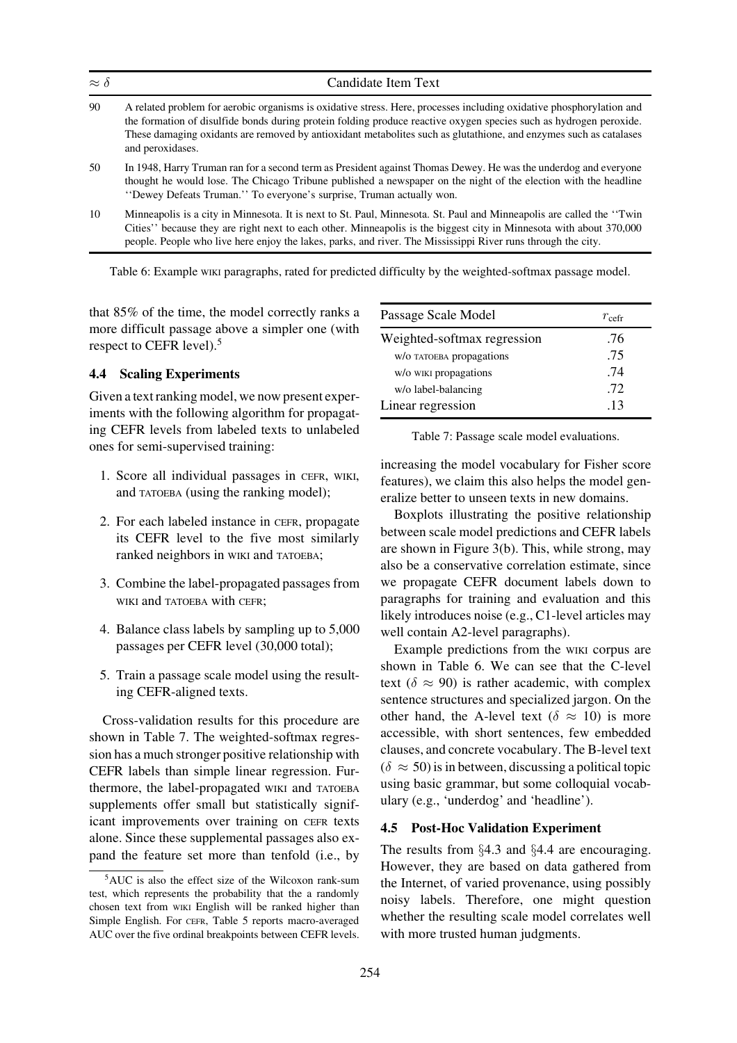| $\approx \delta$ | Candidate Item Text |
|---|---|
| 90 | A related problem for aerobic organisms is oxidative stress. Here, processes including oxidative phosphorylation and the formation of disulfide bonds during protein folding produce reactive oxygen species such as hydrogen peroxide. These damaging oxidants are removed by antioxidant metabolites such as glutathione, and enzymes such as catalases and peroxidases. |
| 50 | In 1948, Harry Truman ran for a second term as President against Thomas Dewey. He was the underdog and everyone thought he would lose. The Chicago Tribune published a newspaper on the night of the election with the headline ''Dewey Defeats Truman.'' To everyone's surprise, Truman actually won. |
| 10 | Minneapolis is a city in Minnesota. It is next to St. Paul, Minnesota. St. Paul and Minneapolis are called the ''Twin Cities'' because they are right next to each other. Minneapolis is the biggest city in Minnesota with about 370,000 people. People who live here enjoy the lakes, parks, and river. The Mississippi River runs through the city. |

Table 6: Example WIKI paragraphs, rated for predicted difficulty by the weighted-softmax passage model.

that 85% of the time, the model correctly ranks a more difficult passage above a simpler one (with respect to CEFR level).[5]

### 4.4 Scaling Experiments

Given a text ranking model, we now present experiments with the following algorithm for propagating CEFR levels from labeled texts to unlabeled ones for semi-supervised training:

1. Score all individual passages in CEFR, WIKI, and TATOEBA (using the ranking model);
2. For each labeled instance in CEFR, propagate its CEFR level to the five most similarly ranked neighbors in WIKI and TATOEBA;
3. Combine the label-propagated passages from WIKI and TATOEBA with CEFR;
4. Balance class labels by sampling up to 5,000 passages per CEFR level (30,000 total);
5. Train a passage scale model using the resulting CEFR-aligned texts.

Cross-validation results for this procedure are shown in Table 7. The weighted-softmax regression has a much stronger positive relationship with CEFR labels than simple linear regression. Furthermore, the label-propagated WIKI and TATOEBA supplements offer small but statistically significant improvements over training on CEFR texts alone. Since these supplemental passages also expand the feature set more than tenfold (i.e., by increasing the model vocabulary for Fisher score features), we claim this also helps the model generalize better to unseen texts in new domains.

| Passage Scale Model | $r_{\text{cefr}}$ |
|---|---|
| Weighted-softmax regression | .76 |
| w/o TATOEBA propagations | .75 |
| w/o WIKI propagations | .74 |
| w/o label-balancing | .72 |
| Linear regression | .13 |

Table 7: Passage scale model evaluations.

Boxplots illustrating the positive relationship between scale model predictions and CEFR labels are shown in Figure 3(b). This, while strong, may also be a conservative correlation estimate, since we propagate CEFR document labels down to paragraphs for training and evaluation and this likely introduces noise (e.g., C1-level articles may well contain A2-level paragraphs).

Example predictions from the WIKI corpus are shown in Table 6. We can see that the C-level text ($\delta \approx 90$) is rather academic, with complex sentence structures and specialized jargon. On the other hand, the A-level text ($\delta \approx 10$) is more accessible, with short sentences, few embedded clauses, and concrete vocabulary. The B-level text ($\delta \approx 50$) is in between, discussing a political topic using basic grammar, but some colloquial vocabulary (e.g., 'underdog' and 'headline').

### 4.5 Post-Hoc Validation Experiment

The results from §4.3 and §4.4 are encouraging. However, they are based on data gathered from the Internet, of varied provenance, using possibly noisy labels. Therefore, one might question whether the resulting scale model correlates well with more trusted human judgments.

[5] AUC is also the effect size of the Wilcoxon rank-sum test, which represents the probability that the a randomly chosen text from WIKI English will be ranked higher than Simple English. For CEFR, Table 5 reports macro-averaged AUC over the five ordinal breakpoints between CEFR levels.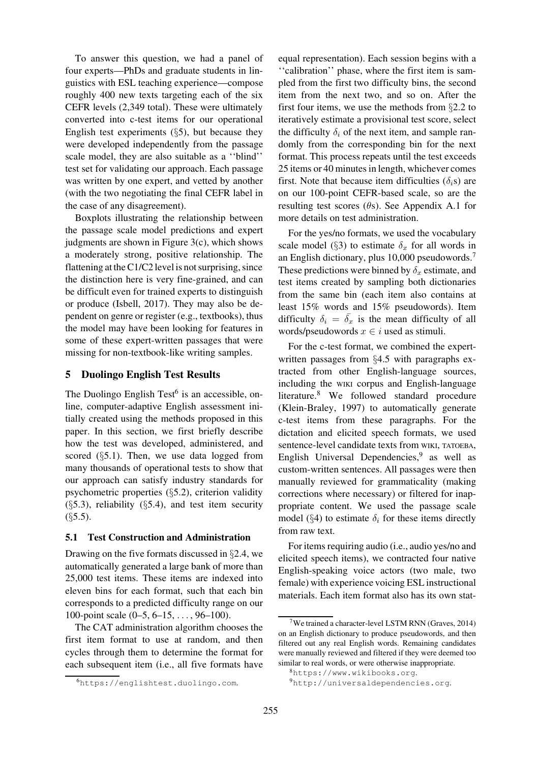To answer this question, we had a panel of four experts—PhDs and graduate students in linguistics with ESL teaching experience—compose roughly 400 new texts targeting each of the six CEFR levels (2,349 total). These were ultimately converted into c-test items for our operational English test experiments (§5), but because they were developed independently from the passage scale model, they are also suitable as a ''blind'' test set for validating our approach. Each passage was written by one expert, and vetted by another (with the two negotiating the final CEFR label in the case of any disagreement).

Boxplots illustrating the relationship between the passage scale model predictions and expert judgments are shown in Figure 3(c), which shows a moderately strong, positive relationship. The flattening at the C1/C2 level is not surprising, since the distinction here is very fine-grained, and can be difficult even for trained experts to distinguish or produce (Isbell, 2017). They may also be dependent on genre or register (e.g., textbooks), thus the model may have been looking for features in some of these expert-written passages that were missing for non-textbook-like writing samples.

## 5 Duolingo English Test Results

The Duolingo English Test[6] is an accessible, online, computer-adaptive English assessment initially created using the methods proposed in this paper. In this section, we first briefly describe how the test was developed, administered, and scored (§5.1). Then, we use data logged from many thousands of operational tests to show that our approach can satisfy industry standards for psychometric properties (§5.2), criterion validity (§5.3), reliability (§5.4), and test item security (§5.5).

### 5.1 Test Construction and Administration

Drawing on the five formats discussed in §2.4, we automatically generated a large bank of more than 25,000 test items. These items are indexed into eleven bins for each format, such that each bin corresponds to a predicted difficulty range on our 100-point scale (0–5, 6–15, . . . , 96–100).

The CAT administration algorithm chooses the first item format to use at random, and then cycles through them to determine the format for each subsequent item (i.e., all five formats have equal representation). Each session begins with a ''calibration'' phase, where the first item is sampled from the first two difficulty bins, the second item from the next two, and so on. After the first four items, we use the methods from §2.2 to iteratively estimate a provisional test score, select the difficulty $\delta_i$ of the next item, and sample randomly from the corresponding bin for the next format. This process repeats until the test exceeds 25 items or 40 minutes in length, whichever comes first. Note that because item difficulties ($\delta_i$s) are on our 100-point CEFR-based scale, so are the resulting test scores ($\theta$s). See Appendix A.1 for more details on test administration.

For the yes/no formats, we used the vocabulary scale model (§3) to estimate $\delta_x$ for all words in an English dictionary, plus 10,000 pseudowords.[7] These predictions were binned by $\delta_x$ estimate, and test items created by sampling both dictionaries from the same bin (each item also contains at least 15% words and 15% pseudowords). Item difficulty $\delta_i = \bar{\delta_x}$ is the mean difficulty of all words/pseudowords $x \in i$ used as stimuli.

For the c-test format, we combined the expert-written passages from §4.5 with paragraphs extracted from other English-language sources, including the WIKI corpus and English-language literature.[8] We followed standard procedure (Klein-Braley, 1997) to automatically generate c-test items from these paragraphs. For the dictation and elicited speech formats, we used sentence-level candidate texts from WIKI, TATOEBA, English Universal Dependencies,[9] as well as custom-written sentences. All passages were then manually reviewed for grammaticality (making corrections where necessary) or filtered for inappropriate content. We used the passage scale model (§4) to estimate $\delta_i$ for these items directly from raw text.

For items requiring audio (i.e., audio yes/no and elicited speech items), we contracted four native English-speaking voice actors (two male, two female) with experience voicing ESL instructional materials. Each item format also has its own stat-

[6] https://englishtest.duolingo.com.

[7] We trained a character-level LSTM RNN (Graves, 2014) on an English dictionary to produce pseudowords, and then filtered out any real English words. Remaining candidates were manually reviewed and filtered if they were deemed too similar to real words, or were otherwise inappropriate.

[8] https://www.wikibooks.org.

[9] http://universaldependencies.org.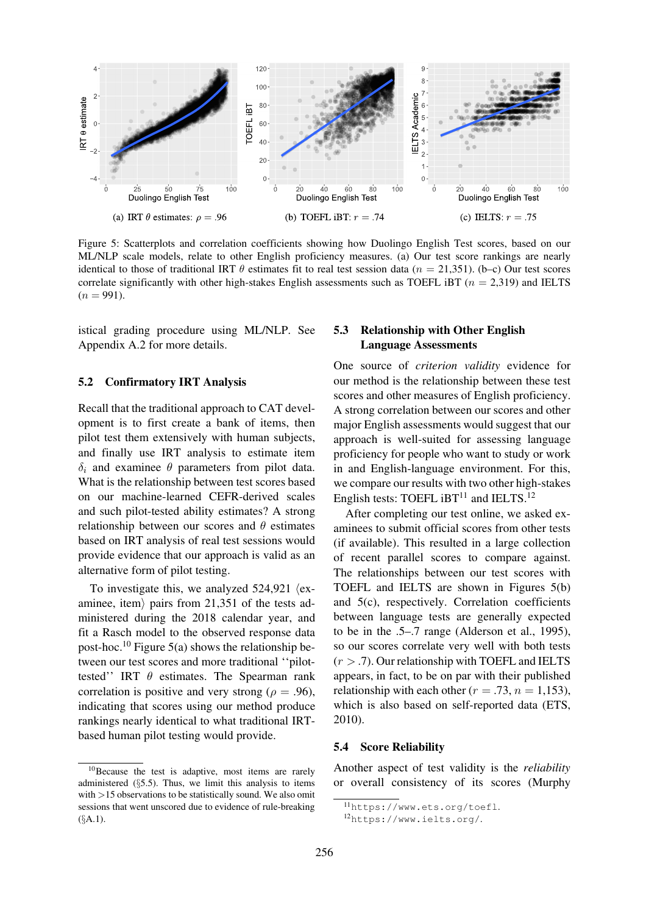(a) IRT $\theta$ estimates: $\rho = .96$

(b) TOEFL iBT: $r = .74$

(c) IELTS: $r = .75$

Figure 5: Scatterplots and correlation coefficients showing how Duolingo English Test scores, based on our ML/NLP scale models, relate to other English proficiency measures. (a) Our test score rankings are nearly identical to those of traditional IRT $\theta$ estimates fit to real test session data ($n$ = 21,351). (b–c) Our test scores correlate significantly with other high-stakes English assessments such as TOEFL iBT ($n$ = 2,319) and IELTS ($n$ = 991).

istical grading procedure using ML/NLP. See Appendix A.2 for more details.

## 5.2 Confirmatory IRT Analysis

Recall that the traditional approach to CAT development is to first create a bank of items, then pilot test them extensively with human subjects, and finally use IRT analysis to estimate item $\delta_i$ and examinee $\theta$ parameters from pilot data. What is the relationship between test scores based on our machine-learned CEFR-derived scales and such pilot-tested ability estimates? A strong relationship between our scores and $\theta$ estimates based on IRT analysis of real test sessions would provide evidence that our approach is valid as an alternative form of pilot testing.

To investigate this, we analyzed 524,921 ⟨examinee, item⟩ pairs from 21,351 of the tests administered during the 2018 calendar year, and fit a Rasch model to the observed response data post-hoc.[10] Figure 5(a) shows the relationship between our test scores and more traditional "pilot-tested" IRT $\theta$ estimates. The Spearman rank correlation is positive and very strong ($\rho = .96$), indicating that scores using our method produce rankings nearly identical to what traditional IRT-based human pilot testing would provide.

[10]Because the test is adaptive, most items are rarely administered (§5.5). Thus, we limit this analysis to items with >15 observations to be statistically sound. We also omit sessions that went unscored due to evidence of rule-breaking (§A.1).

## 5.3 Relationship with Other English Language Assessments

One source of *criterion validity* evidence for our method is the relationship between these test scores and other measures of English proficiency. A strong correlation between our scores and other major English assessments would suggest that our approach is well-suited for assessing language proficiency for people who want to study or work in and English-language environment. For this, we compare our results with two other high-stakes English tests: TOEFL iBT[11] and IELTS.[12]

After completing our test online, we asked examinees to submit official scores from other tests (if available). This resulted in a large collection of recent parallel scores to compare against. The relationships between our test scores with TOEFL and IELTS are shown in Figures 5(b) and 5(c), respectively. Correlation coefficients between language tests are generally expected to be in the .5–.7 range (Alderson et al., 1995), so our scores correlate very well with both tests ($r > .7$). Our relationship with TOEFL and IELTS appears, in fact, to be on par with their published relationship with each other ($r = .73$, $n$ = 1,153), which is also based on self-reported data (ETS, 2010).

## 5.4 Score Reliability

Another aspect of test validity is the *reliability* or overall consistency of its scores (Murphy

[11]https://www.ets.org/toefl.

[12]https://www.ielts.org/.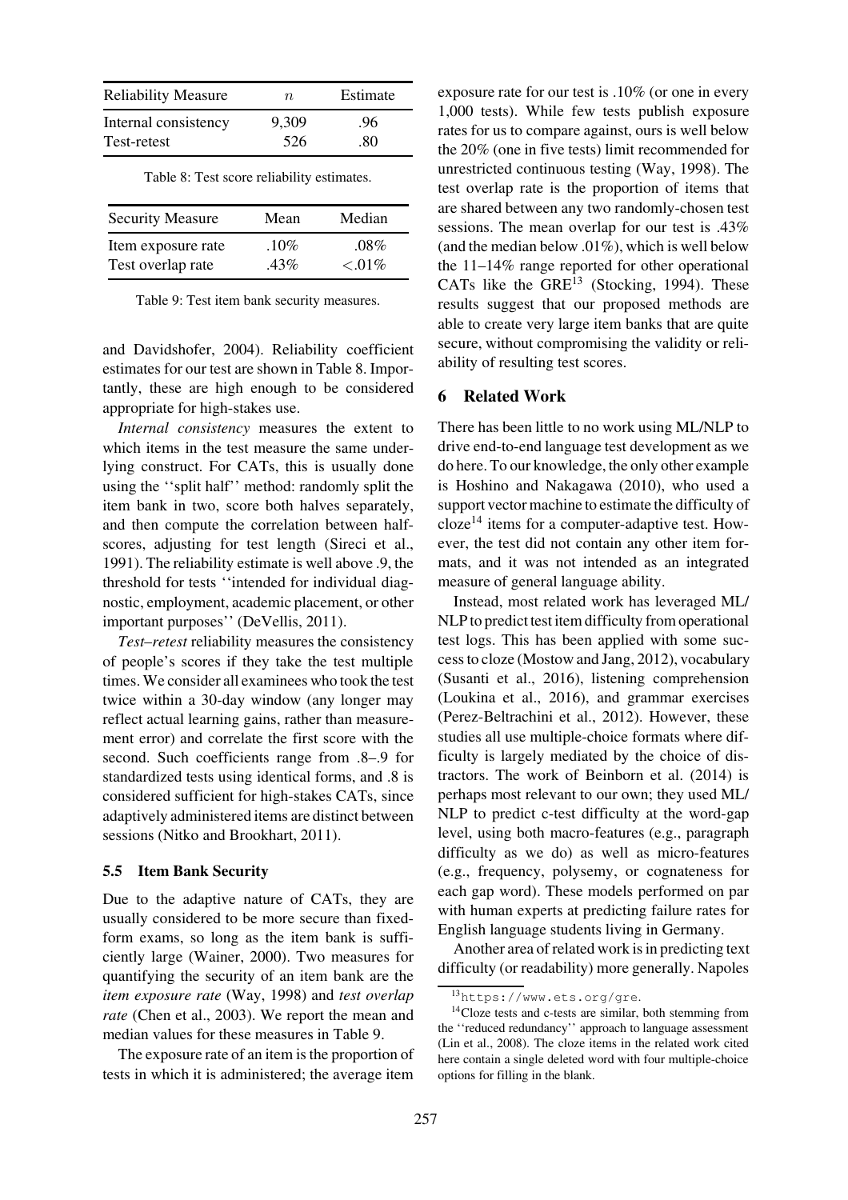| Reliability Measure | $n$ | Estimate |
|---|---|---|
| Internal consistency | 9,309 | .96 |
| Test-retest | 526 | .80 |

Table 8: Test score reliability estimates.

| Security Measure | Mean | Median |
|---|---|---|
| Item exposure rate | .10% | .08% |
| Test overlap rate | .43% | <.01% |

Table 9: Test item bank security measures.

and Davidshofer, 2004). Reliability coefficient estimates for our test are shown in Table 8. Importantly, these are high enough to be considered appropriate for high-stakes use.

*Internal consistency* measures the extent to which items in the test measure the same underlying construct. For CATs, this is usually done using the ''split half'' method: randomly split the item bank in two, score both halves separately, and then compute the correlation between half-scores, adjusting for test length (Sireci et al., 1991). The reliability estimate is well above .9, the threshold for tests ''intended for individual diagnostic, employment, academic placement, or other important purposes'' (DeVellis, 2011).

*Test–retest* reliability measures the consistency of people's scores if they take the test multiple times. We consider all examinees who took the test twice within a 30-day window (any longer may reflect actual learning gains, rather than measurement error) and correlate the first score with the second. Such coefficients range from .8–.9 for standardized tests using identical forms, and .8 is considered sufficient for high-stakes CATs, since adaptively administered items are distinct between sessions (Nitko and Brookhart, 2011).

### 5.5 Item Bank Security

Due to the adaptive nature of CATs, they are usually considered to be more secure than fixed-form exams, so long as the item bank is sufficiently large (Wainer, 2000). Two measures for quantifying the security of an item bank are the *item exposure rate* (Way, 1998) and *test overlap rate* (Chen et al., 2003). We report the mean and median values for these measures in Table 9.

The exposure rate of an item is the proportion of tests in which it is administered; the average item exposure rate for our test is .10% (or one in every 1,000 tests). While few tests publish exposure rates for us to compare against, ours is well below the 20% (one in five tests) limit recommended for unrestricted continuous testing (Way, 1998). The test overlap rate is the proportion of items that are shared between any two randomly-chosen test sessions. The mean overlap for our test is .43% (and the median below .01%), which is well below the 11–14% range reported for other operational CATs like the GRE[13] (Stocking, 1994). These results suggest that our proposed methods are able to create very large item banks that are quite secure, without compromising the validity or reliability of resulting test scores.

## 6 Related Work

There has been little to no work using ML/NLP to drive end-to-end language test development as we do here. To our knowledge, the only other example is Hoshino and Nakagawa (2010), who used a support vector machine to estimate the difficulty of cloze[14] items for a computer-adaptive test. However, the test did not contain any other item formats, and it was not intended as an integrated measure of general language ability.

Instead, most related work has leveraged ML/NLP to predict test item difficulty from operational test logs. This has been applied with some success to cloze (Mostow and Jang, 2012), vocabulary (Susanti et al., 2016), listening comprehension (Loukina et al., 2016), and grammar exercises (Perez-Beltrachini et al., 2012). However, these studies all use multiple-choice formats where difficulty is largely mediated by the choice of distractors. The work of Beinborn et al. (2014) is perhaps most relevant to our own; they used ML/NLP to predict c-test difficulty at the word-gap level, using both macro-features (e.g., paragraph difficulty as we do) as well as micro-features (e.g., frequency, polysemy, or cognateness for each gap word). These models performed on par with human experts at predicting failure rates for English language students living in Germany.

Another area of related work is in predicting text difficulty (or readability) more generally. Napoles

[13] `https://www.ets.org/gre`.

[14] Cloze tests and c-tests are similar, both stemming from the ''reduced redundancy'' approach to language assessment (Lin et al., 2008). The cloze items in the related work cited here contain a single deleted word with four multiple-choice options for filling in the blank.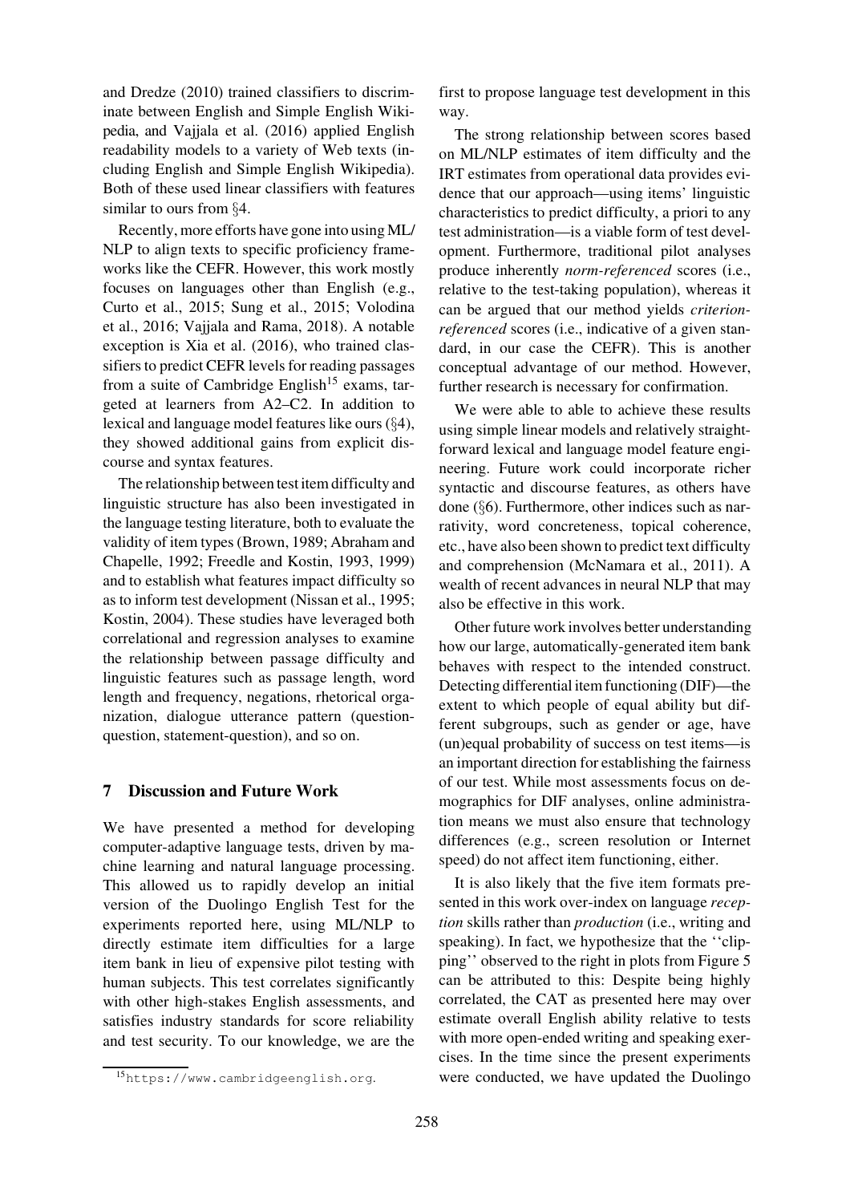and Dredze (2010) trained classifiers to discriminate between English and Simple English Wikipedia, and Vajjala et al. (2016) applied English readability models to a variety of Web texts (including English and Simple English Wikipedia). Both of these used linear classifiers with features similar to ours from §4.

Recently, more efforts have gone into using ML/NLP to align texts to specific proficiency frameworks like the CEFR. However, this work mostly focuses on languages other than English (e.g., Curto et al., 2015; Sung et al., 2015; Volodina et al., 2016; Vajjala and Rama, 2018). A notable exception is Xia et al. (2016), who trained classifiers to predict CEFR levels for reading passages from a suite of Cambridge English[15] exams, targeted at learners from A2–C2. In addition to lexical and language model features like ours (§4), they showed additional gains from explicit discourse and syntax features.

The relationship between test item difficulty and linguistic structure has also been investigated in the language testing literature, both to evaluate the validity of item types (Brown, 1989; Abraham and Chapelle, 1992; Freedle and Kostin, 1993, 1999) and to establish what features impact difficulty so as to inform test development (Nissan et al., 1995; Kostin, 2004). These studies have leveraged both correlational and regression analyses to examine the relationship between passage difficulty and linguistic features such as passage length, word length and frequency, negations, rhetorical organization, dialogue utterance pattern (question-question, statement-question), and so on.

## 7 Discussion and Future Work

We have presented a method for developing computer-adaptive language tests, driven by machine learning and natural language processing. This allowed us to rapidly develop an initial version of the Duolingo English Test for the experiments reported here, using ML/NLP to directly estimate item difficulties for a large item bank in lieu of expensive pilot testing with human subjects. This test correlates significantly with other high-stakes English assessments, and satisfies industry standards for score reliability and test security. To our knowledge, we are the first to propose language test development in this way.

The strong relationship between scores based on ML/NLP estimates of item difficulty and the IRT estimates from operational data provides evidence that our approach—using items' linguistic characteristics to predict difficulty, a priori to any test administration—is a viable form of test development. Furthermore, traditional pilot analyses produce inherently *norm-referenced* scores (i.e., relative to the test-taking population), whereas it can be argued that our method yields *criterion-referenced* scores (i.e., indicative of a given standard, in our case the CEFR). This is another conceptual advantage of our method. However, further research is necessary for confirmation.

We were able to able to achieve these results using simple linear models and relatively straightforward lexical and language model feature engineering. Future work could incorporate richer syntactic and discourse features, as others have done (§6). Furthermore, other indices such as narrativity, word concreteness, topical coherence, etc., have also been shown to predict text difficulty and comprehension (McNamara et al., 2011). A wealth of recent advances in neural NLP that may also be effective in this work.

Other future work involves better understanding how our large, automatically-generated item bank behaves with respect to the intended construct. Detecting differential item functioning (DIF)—the extent to which people of equal ability but different subgroups, such as gender or age, have (un)equal probability of success on test items—is an important direction for establishing the fairness of our test. While most assessments focus on demographics for DIF analyses, online administration means we must also ensure that technology differences (e.g., screen resolution or Internet speed) do not affect item functioning, either.

It is also likely that the five item formats presented in this work over-index on language *reception* skills rather than *production* (i.e., writing and speaking). In fact, we hypothesize that the ''clipping'' observed to the right in plots from Figure 5 can be attributed to this: Despite being highly correlated, the CAT as presented here may over estimate overall English ability relative to tests with more open-ended writing and speaking exercises. In the time since the present experiments were conducted, we have updated the Duolingo

[15] https://www.cambridgeenglish.org.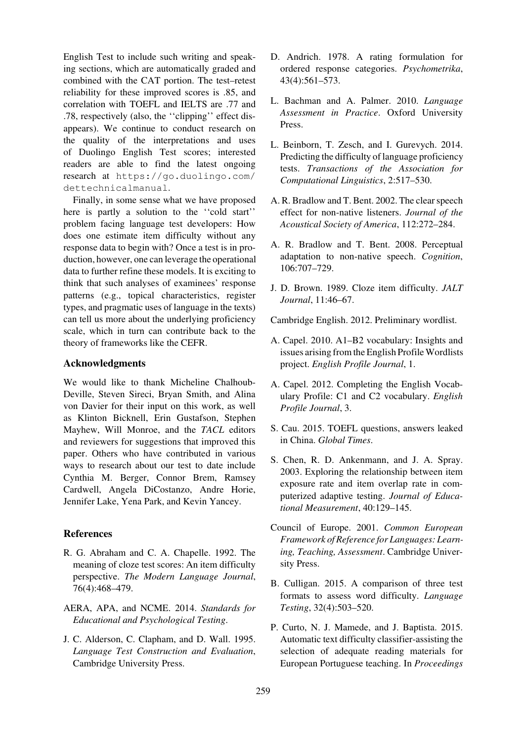English Test to include such writing and speaking sections, which are automatically graded and combined with the CAT portion. The test–retest reliability for these improved scores is .85, and correlation with TOEFL and IELTS are .77 and .78, respectively (also, the ''clipping'' effect disappears). We continue to conduct research on the quality of the interpretations and uses of Duolingo English Test scores; interested readers are able to find the latest ongoing research at https://go.duolingo.com/dettechnicalmanual.

Finally, in some sense what we have proposed here is partly a solution to the ''cold start'' problem facing language test developers: How does one estimate item difficulty without any response data to begin with? Once a test is in production, however, one can leverage the operational data to further refine these models. It is exciting to think that such analyses of examinees' response patterns (e.g., topical characteristics, register types, and pragmatic uses of language in the texts) can tell us more about the underlying proficiency scale, which in turn can contribute back to the theory of frameworks like the CEFR.

## Acknowledgments

We would like to thank Micheline Chalhoub-Deville, Steven Sireci, Bryan Smith, and Alina von Davier for their input on this work, as well as Klinton Bicknell, Erin Gustafson, Stephen Mayhew, Will Monroe, and the *TACL* editors and reviewers for suggestions that improved this paper. Others who have contributed in various ways to research about our test to date include Cynthia M. Berger, Connor Brem, Ramsey Cardwell, Angela DiCostanzo, Andre Horie, Jennifer Lake, Yena Park, and Kevin Yancey.

## References

R. G. Abraham and C. A. Chapelle. 1992. The meaning of cloze test scores: An item difficulty perspective. *The Modern Language Journal*, 76(4):468–479.

AERA, APA, and NCME. 2014. *Standards for Educational and Psychological Testing*.

J. C. Alderson, C. Clapham, and D. Wall. 1995. *Language Test Construction and Evaluation*, Cambridge University Press.

D. Andrich. 1978. A rating formulation for ordered response categories. *Psychometrika*, 43(4):561–573.

L. Bachman and A. Palmer. 2010. *Language Assessment in Practice*. Oxford University Press.

L. Beinborn, T. Zesch, and I. Gurevych. 2014. Predicting the difficulty of language proficiency tests. *Transactions of the Association for Computational Linguistics*, 2:517–530.

A. R. Bradlow and T. Bent. 2002. The clear speech effect for non-native listeners. *Journal of the Acoustical Society of America*, 112:272–284.

A. R. Bradlow and T. Bent. 2008. Perceptual adaptation to non-native speech. *Cognition*, 106:707–729.

J. D. Brown. 1989. Cloze item difficulty. *JALT Journal*, 11:46–67.

Cambridge English. 2012. Preliminary wordlist.

A. Capel. 2010. A1–B2 vocabulary: Insights and issues arising from the English Profile Wordlists project. *English Profile Journal*, 1.

A. Capel. 2012. Completing the English Vocabulary Profile: C1 and C2 vocabulary. *English Profile Journal*, 3.

S. Cau. 2015. TOEFL questions, answers leaked in China. *Global Times*.

S. Chen, R. D. Ankenmann, and J. A. Spray. 2003. Exploring the relationship between item exposure rate and item overlap rate in computerized adaptive testing. *Journal of Educational Measurement*, 40:129–145.

Council of Europe. 2001. *Common European Framework of Reference for Languages: Learning, Teaching, Assessment*. Cambridge University Press.

B. Culligan. 2015. A comparison of three test formats to assess word difficulty. *Language Testing*, 32(4):503–520.

P. Curto, N. J. Mamede, and J. Baptista. 2015. Automatic text difficulty classifier-assisting the selection of adequate reading materials for European Portuguese teaching. In *Proceedings*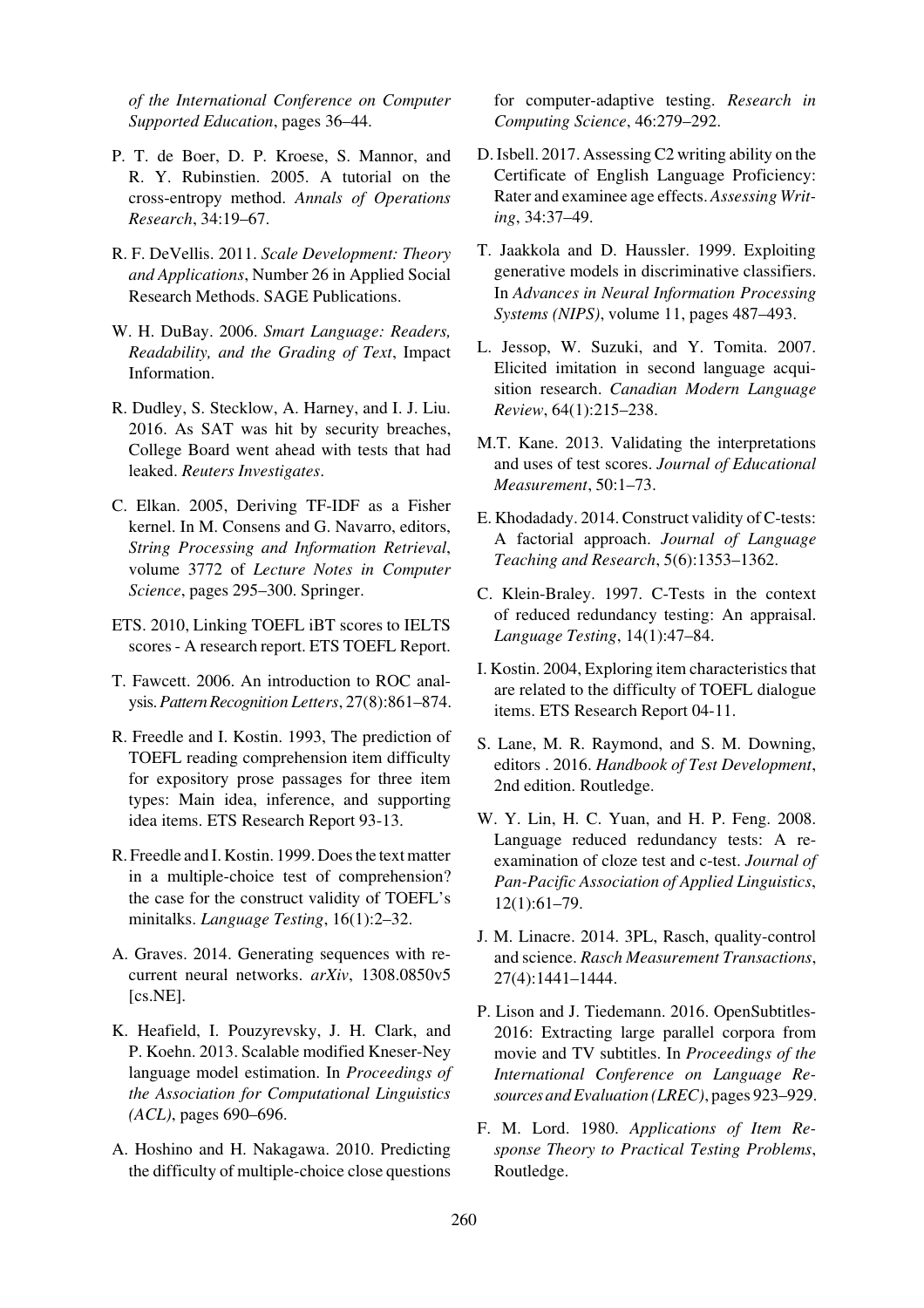*of the International Conference on Computer Supported Education*, pages 36–44.

P. T. de Boer, D. P. Kroese, S. Mannor, and R. Y. Rubinstien. 2005. A tutorial on the cross-entropy method. *Annals of Operations Research*, 34:19–67.

R. F. DeVellis. 2011. *Scale Development: Theory and Applications*, Number 26 in Applied Social Research Methods. SAGE Publications.

W. H. DuBay. 2006. *Smart Language: Readers, Readability, and the Grading of Text*, Impact Information.

R. Dudley, S. Stecklow, A. Harney, and I. J. Liu. 2016. As SAT was hit by security breaches, College Board went ahead with tests that had leaked. *Reuters Investigates*.

C. Elkan. 2005, Deriving TF-IDF as a Fisher kernel. In M. Consens and G. Navarro, editors, *String Processing and Information Retrieval*, volume 3772 of *Lecture Notes in Computer Science*, pages 295–300. Springer.

ETS. 2010, Linking TOEFL iBT scores to IELTS scores - A research report. ETS TOEFL Report.

T. Fawcett. 2006. An introduction to ROC analysis. *Pattern Recognition Letters*, 27(8):861–874.

R. Freedle and I. Kostin. 1993, The prediction of TOEFL reading comprehension item difficulty for expository prose passages for three item types: Main idea, inference, and supporting idea items. ETS Research Report 93-13.

R. Freedle and I. Kostin. 1999. Does the text matter in a multiple-choice test of comprehension? the case for the construct validity of TOEFL's minitalks. *Language Testing*, 16(1):2–32.

A. Graves. 2014. Generating sequences with recurrent neural networks. *arXiv*, 1308.0850v5 [cs.NE].

K. Heafield, I. Pouzyrevsky, J. H. Clark, and P. Koehn. 2013. Scalable modified Kneser-Ney language model estimation. In *Proceedings of the Association for Computational Linguistics (ACL)*, pages 690–696.

A. Hoshino and H. Nakagawa. 2010. Predicting the difficulty of multiple-choice close questions for computer-adaptive testing. *Research in Computing Science*, 46:279–292.

D. Isbell. 2017. Assessing C2 writing ability on the Certificate of English Language Proficiency: Rater and examinee age effects. *Assessing Writing*, 34:37–49.

T. Jaakkola and D. Haussler. 1999. Exploiting generative models in discriminative classifiers. In *Advances in Neural Information Processing Systems (NIPS)*, volume 11, pages 487–493.

L. Jessop, W. Suzuki, and Y. Tomita. 2007. Elicited imitation in second language acquisition research. *Canadian Modern Language Review*, 64(1):215–238.

M.T. Kane. 2013. Validating the interpretations and uses of test scores. *Journal of Educational Measurement*, 50:1–73.

E. Khodadady. 2014. Construct validity of C-tests: A factorial approach. *Journal of Language Teaching and Research*, 5(6):1353–1362.

C. Klein-Braley. 1997. C-Tests in the context of reduced redundancy testing: An appraisal. *Language Testing*, 14(1):47–84.

I. Kostin. 2004, Exploring item characteristics that are related to the difficulty of TOEFL dialogue items. ETS Research Report 04-11.

S. Lane, M. R. Raymond, and S. M. Downing, editors . 2016. *Handbook of Test Development*, 2nd edition. Routledge.

W. Y. Lin, H. C. Yuan, and H. P. Feng. 2008. Language reduced redundancy tests: A re-examination of cloze test and c-test. *Journal of Pan-Pacific Association of Applied Linguistics*, 12(1):61–79.

J. M. Linacre. 2014. 3PL, Rasch, quality-control and science. *Rasch Measurement Transactions*, 27(4):1441–1444.

P. Lison and J. Tiedemann. 2016. OpenSubtitles-2016: Extracting large parallel corpora from movie and TV subtitles. In *Proceedings of the International Conference on Language Resources and Evaluation (LREC)*, pages 923–929.

F. M. Lord. 1980. *Applications of Item Response Theory to Practical Testing Problems*, Routledge.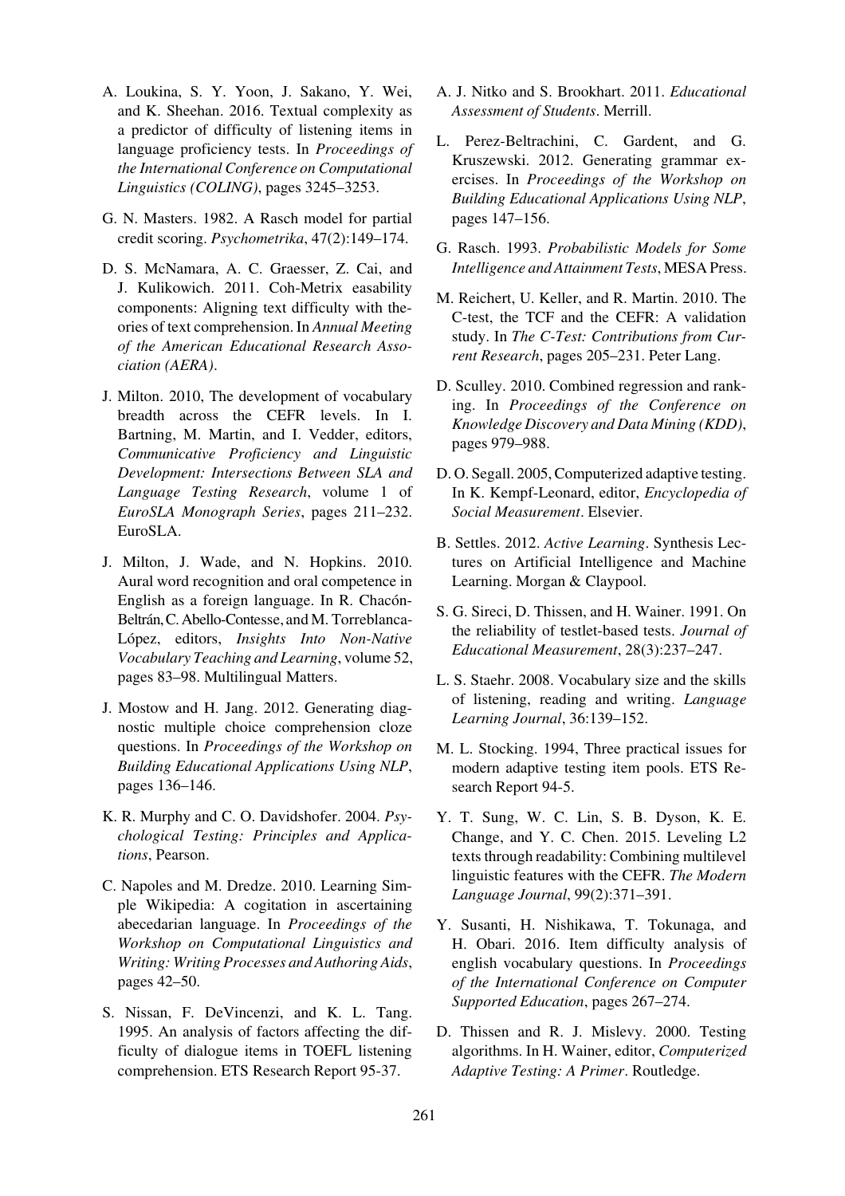A. Loukina, S. Y. Yoon, J. Sakano, Y. Wei, and K. Sheehan. 2016. Textual complexity as a predictor of difficulty of listening items in language proficiency tests. In *Proceedings of the International Conference on Computational Linguistics (COLING)*, pages 3245–3253.

G. N. Masters. 1982. A Rasch model for partial credit scoring. *Psychometrika*, 47(2):149–174.

D. S. McNamara, A. C. Graesser, Z. Cai, and J. Kulikowich. 2011. Coh-Metrix easability components: Aligning text difficulty with theories of text comprehension. In *Annual Meeting of the American Educational Research Association (AERA)*.

J. Milton. 2010, The development of vocabulary breadth across the CEFR levels. In I. Bartning, M. Martin, and I. Vedder, editors, *Communicative Proficiency and Linguistic Development: Intersections Between SLA and Language Testing Research*, volume 1 of *EuroSLA Monograph Series*, pages 211–232. EuroSLA.

J. Milton, J. Wade, and N. Hopkins. 2010. Aural word recognition and oral competence in English as a foreign language. In R. Chacón-Beltrán, C. Abello-Contesse, and M. Torreblanca-López, editors, *Insights Into Non-Native Vocabulary Teaching and Learning*, volume 52, pages 83–98. Multilingual Matters.

J. Mostow and H. Jang. 2012. Generating diagnostic multiple choice comprehension cloze questions. In *Proceedings of the Workshop on Building Educational Applications Using NLP*, pages 136–146.

K. R. Murphy and C. O. Davidshofer. 2004. *Psychological Testing: Principles and Applications*, Pearson.

C. Napoles and M. Dredze. 2010. Learning Simple Wikipedia: A cogitation in ascertaining abecedarian language. In *Proceedings of the Workshop on Computational Linguistics and Writing: Writing Processes and Authoring Aids*, pages 42–50.

S. Nissan, F. DeVincenzi, and K. L. Tang. 1995. An analysis of factors affecting the difficulty of dialogue items in TOEFL listening comprehension. ETS Research Report 95-37.

A. J. Nitko and S. Brookhart. 2011. *Educational Assessment of Students*. Merrill.

L. Perez-Beltrachini, C. Gardent, and G. Kruszewski. 2012. Generating grammar exercises. In *Proceedings of the Workshop on Building Educational Applications Using NLP*, pages 147–156.

G. Rasch. 1993. *Probabilistic Models for Some Intelligence and Attainment Tests*, MESA Press.

M. Reichert, U. Keller, and R. Martin. 2010. The C-test, the TCF and the CEFR: A validation study. In *The C-Test: Contributions from Current Research*, pages 205–231. Peter Lang.

D. Sculley. 2010. Combined regression and ranking. In *Proceedings of the Conference on Knowledge Discovery and Data Mining (KDD)*, pages 979–988.

D. O. Segall. 2005, Computerized adaptive testing. In K. Kempf-Leonard, editor, *Encyclopedia of Social Measurement*. Elsevier.

B. Settles. 2012. *Active Learning*. Synthesis Lectures on Artificial Intelligence and Machine Learning. Morgan & Claypool.

S. G. Sireci, D. Thissen, and H. Wainer. 1991. On the reliability of testlet-based tests. *Journal of Educational Measurement*, 28(3):237–247.

L. S. Staehr. 2008. Vocabulary size and the skills of listening, reading and writing. *Language Learning Journal*, 36:139–152.

M. L. Stocking. 1994, Three practical issues for modern adaptive testing item pools. ETS Research Report 94-5.

Y. T. Sung, W. C. Lin, S. B. Dyson, K. E. Change, and Y. C. Chen. 2015. Leveling L2 texts through readability: Combining multilevel linguistic features with the CEFR. *The Modern Language Journal*, 99(2):371–391.

Y. Susanti, H. Nishikawa, T. Tokunaga, and H. Obari. 2016. Item difficulty analysis of english vocabulary questions. In *Proceedings of the International Conference on Computer Supported Education*, pages 267–274.

D. Thissen and R. J. Mislevy. 2000. Testing algorithms. In H. Wainer, editor, *Computerized Adaptive Testing: A Primer*. Routledge.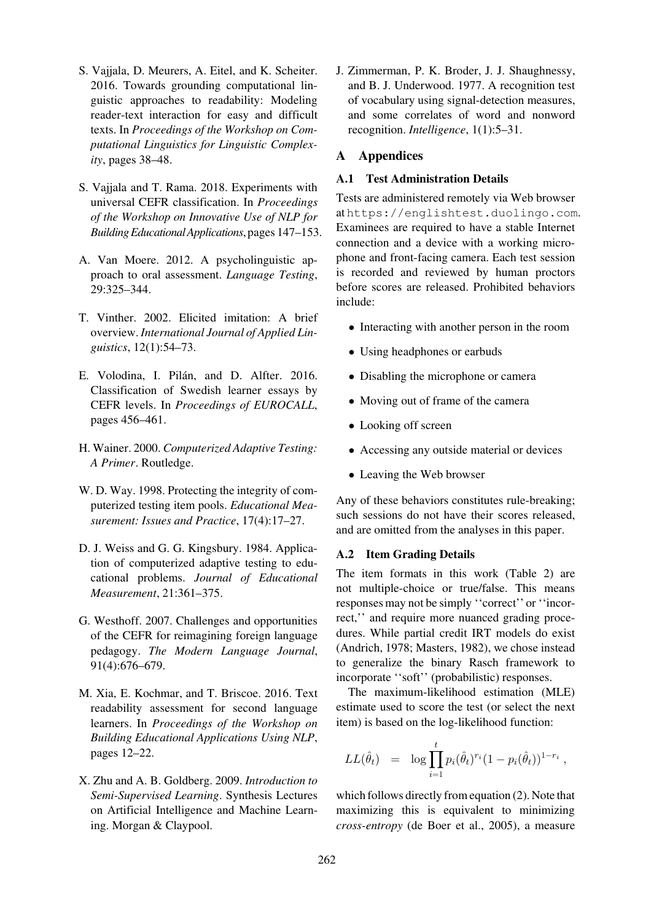S. Vajjala, D. Meurers, A. Eitel, and K. Scheiter. 2016. Towards grounding computational linguistic approaches to readability: Modeling reader-text interaction for easy and difficult texts. In *Proceedings of the Workshop on Computational Linguistics for Linguistic Complexity*, pages 38–48.

S. Vajjala and T. Rama. 2018. Experiments with universal CEFR classification. In *Proceedings of the Workshop on Innovative Use of NLP for Building Educational Applications*, pages 147–153.

A. Van Moere. 2012. A psycholinguistic approach to oral assessment. *Language Testing*, 29:325–344.

T. Vinther. 2002. Elicited imitation: A brief overview. *International Journal of Applied Linguistics*, 12(1):54–73.

E. Volodina, I. Pilán, and D. Alfter. 2016. Classification of Swedish learner essays by CEFR levels. In *Proceedings of EUROCALL*, pages 456–461.

H. Wainer. 2000. *Computerized Adaptive Testing: A Primer*. Routledge.

W. D. Way. 1998. Protecting the integrity of computerized testing item pools. *Educational Measurement: Issues and Practice*, 17(4):17–27.

D. J. Weiss and G. G. Kingsbury. 1984. Application of computerized adaptive testing to educational problems. *Journal of Educational Measurement*, 21:361–375.

G. Westhoff. 2007. Challenges and opportunities of the CEFR for reimagining foreign language pedagogy. *The Modern Language Journal*, 91(4):676–679.

M. Xia, E. Kochmar, and T. Briscoe. 2016. Text readability assessment for second language learners. In *Proceedings of the Workshop on Building Educational Applications Using NLP*, pages 12–22.

X. Zhu and A. B. Goldberg. 2009. *Introduction to Semi-Supervised Learning*. Synthesis Lectures on Artificial Intelligence and Machine Learning. Morgan & Claypool.

J. Zimmerman, P. K. Broder, J. J. Shaughnessy, and B. J. Underwood. 1977. A recognition test of vocabulary using signal-detection measures, and some correlates of word and nonword recognition. *Intelligence*, 1(1):5–31.

## A Appendices

### A.1 Test Administration Details

Tests are administered remotely via Web browser at `https://englishtest.duolingo.com`. Examinees are required to have a stable Internet connection and a device with a working microphone and front-facing camera. Each test session is recorded and reviewed by human proctors before scores are released. Prohibited behaviors include:

- Interacting with another person in the room
- Using headphones or earbuds
- Disabling the microphone or camera
- Moving out of frame of the camera
- Looking off screen
- Accessing any outside material or devices
- Leaving the Web browser

Any of these behaviors constitutes rule-breaking; such sessions do not have their scores released, and are omitted from the analyses in this paper.

### A.2 Item Grading Details

The item formats in this work (Table 2) are not multiple-choice or true/false. This means responses may not be simply ''correct'' or ''incorrect,'' and require more nuanced grading procedures. While partial credit IRT models do exist (Andrich, 1978; Masters, 1982), we chose instead to generalize the binary Rasch framework to incorporate ''soft'' (probabilistic) responses.

The maximum-likelihood estimation (MLE) estimate used to score the test (or select the next item) is based on the log-likelihood function:

$$LL(\hat{\theta}_t) = \log \prod_{i=1}^{t} p_i(\hat{\theta}_t)^{r_i}(1 - p_i(\hat{\theta}_t))^{1-r_i} \,,$$

which follows directly from equation (2). Note that maximizing this is equivalent to minimizing *cross-entropy* (de Boer et al., 2005), a measure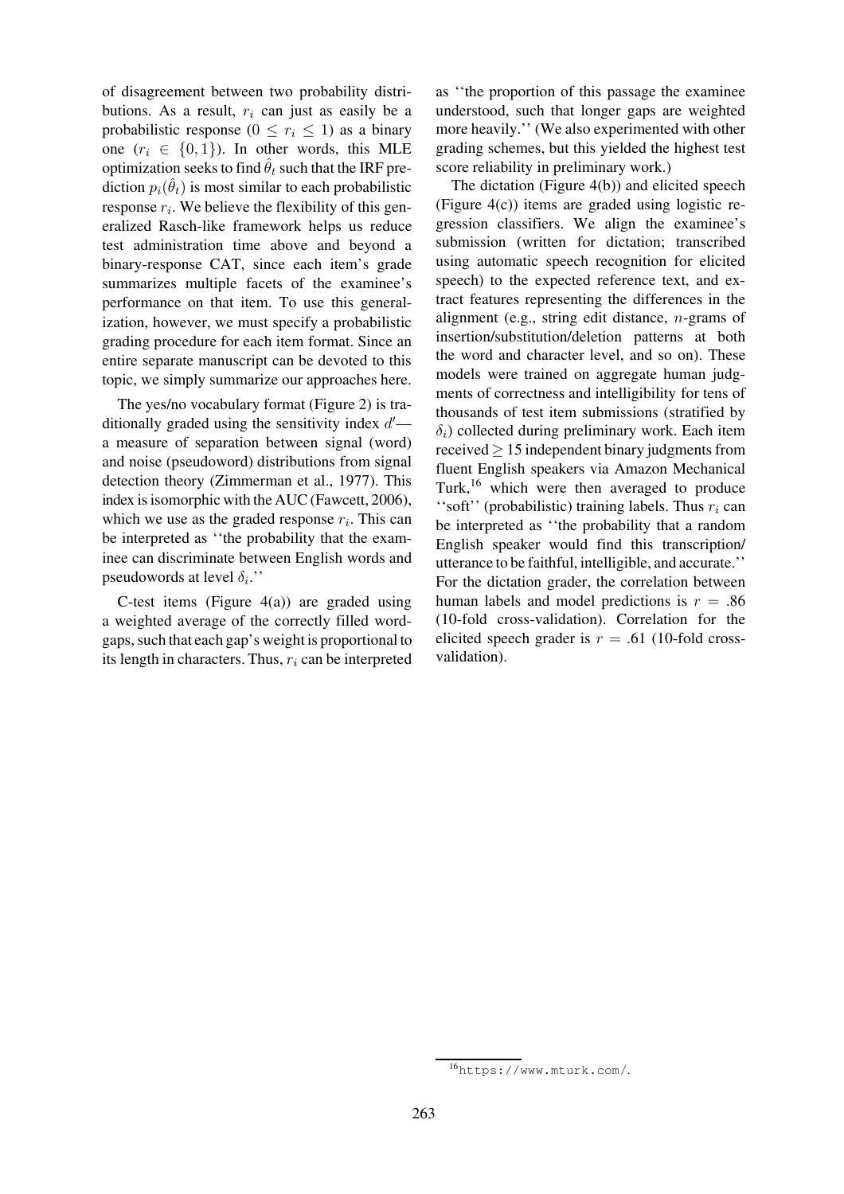of disagreement between two probability distributions. As a result, $r_i$ can just as easily be a probabilistic response ($0 \leq r_i \leq 1$) as a binary one ($r_i \in \{0, 1\}$). In other words, this MLE optimization seeks to find $\hat{\theta}_t$ such that the IRF prediction $p_i(\hat{\theta}_t)$ is most similar to each probabilistic response $r_i$. We believe the flexibility of this generalized Rasch-like framework helps us reduce test administration time above and beyond a binary-response CAT, since each item's grade summarizes multiple facets of the examinee's performance on that item. To use this generalization, however, we must specify a probabilistic grading procedure for each item format. Since an entire separate manuscript can be devoted to this topic, we simply summarize our approaches here.

The yes/no vocabulary format (Figure 2) is traditionally graded using the sensitivity index $d'$—a measure of separation between signal (word) and noise (pseudoword) distributions from signal detection theory (Zimmerman et al., 1977). This index is isomorphic with the AUC (Fawcett, 2006), which we use as the graded response $r_i$. This can be interpreted as ''the probability that the examinee can discriminate between English words and pseudowords at level $\delta_i$.''

C-test items (Figure 4(a)) are graded using a weighted average of the correctly filled word-gaps, such that each gap's weight is proportional to its length in characters. Thus, $r_i$ can be interpreted as ''the proportion of this passage the examinee understood, such that longer gaps are weighted more heavily.'' (We also experimented with other grading schemes, but this yielded the highest test score reliability in preliminary work.)

The dictation (Figure 4(b)) and elicited speech (Figure 4(c)) items are graded using logistic regression classifiers. We align the examinee's submission (written for dictation; transcribed using automatic speech recognition for elicited speech) to the expected reference text, and extract features representing the differences in the alignment (e.g., string edit distance, $n$-grams of insertion/substitution/deletion patterns at both the word and character level, and so on). These models were trained on aggregate human judgments of correctness and intelligibility for tens of thousands of test item submissions (stratified by $\delta_i$) collected during preliminary work. Each item received $\geq 15$ independent binary judgments from fluent English speakers via Amazon Mechanical Turk,[16] which were then averaged to produce ''soft'' (probabilistic) training labels. Thus $r_i$ can be interpreted as ''the probability that a random English speaker would find this transcription/utterance to be faithful, intelligible, and accurate.'' For the dictation grader, the correlation between human labels and model predictions is $r = .86$ (10-fold cross-validation). Correlation for the elicited speech grader is $r = .61$ (10-fold cross-validation).

[16] https://www.mturk.com/.